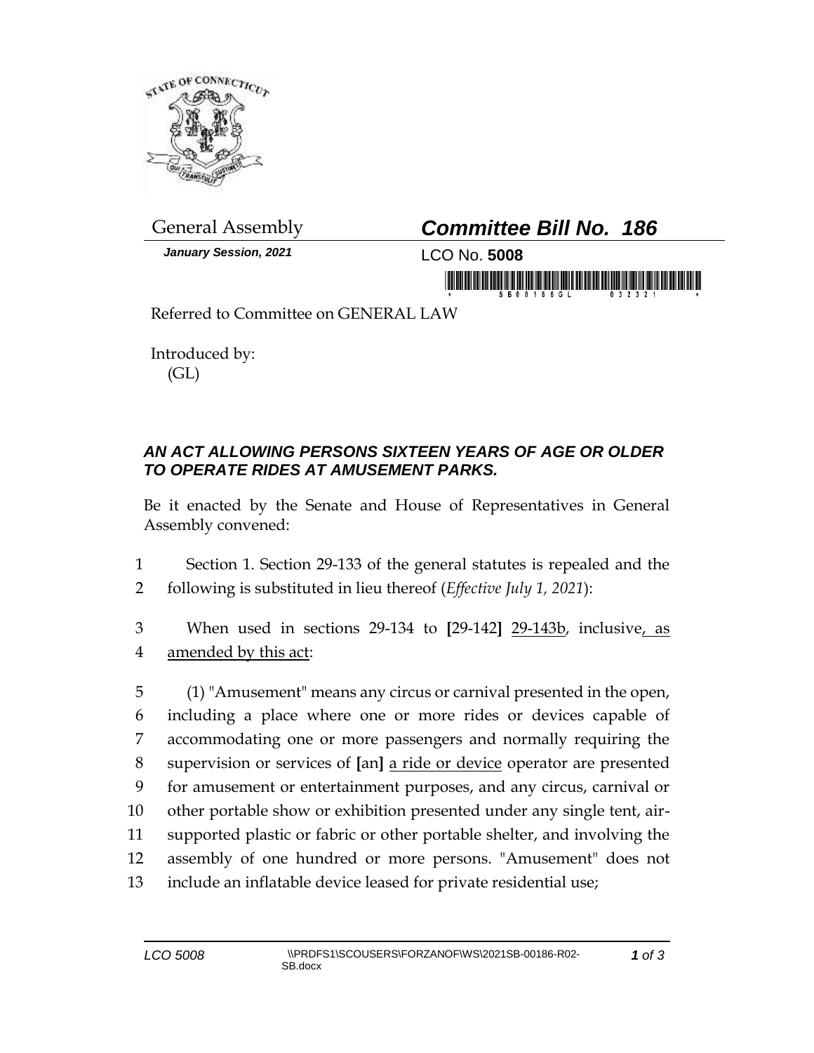General Assembly

***January Session, 2021***

# ***Committee Bill No. 186***

LCO No. **5008**

Referred to Committee on GENERAL LAW

Introduced by:
(GL)

### ***AN ACT ALLOWING PERSONS SIXTEEN YEARS OF AGE OR OLDER TO OPERATE RIDES AT AMUSEMENT PARKS.***

Be it enacted by the Senate and House of Representatives in General Assembly convened:

1 Section 1. Section 29-133 of the general statutes is repealed and the
2 following is substituted in lieu thereof (*Effective July 1, 2021*):

3 When used in sections 29-134 to **[**29-142**]** <u>29-143b</u>, inclusive<u>, as</u>
4 <u>amended by this act</u>:

5 (1) "Amusement" means any circus or carnival presented in the open,
6 including a place where one or more rides or devices capable of
7 accommodating one or more passengers and normally requiring the
8 supervision or services of **[**an**]** <u>a ride or device</u> operator are presented
9 for amusement or entertainment purposes, and any circus, carnival or
10 other portable show or exhibition presented under any single tent, air-
11 supported plastic or fabric or other portable shelter, and involving the
12 assembly of one hundred or more persons. "Amusement" does not
13 include an inflatable device leased for private residential use;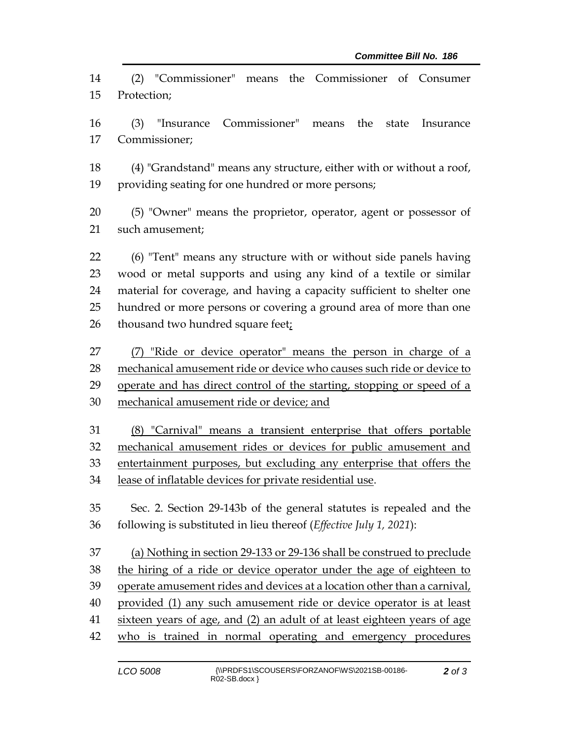(2) "Commissioner" means the Commissioner of Consumer Protection;

(3) "Insurance Commissioner" means the state Insurance Commissioner;

(4) "Grandstand" means any structure, either with or without a roof, providing seating for one hundred or more persons;

(5) "Owner" means the proprietor, operator, agent or possessor of such amusement;

(6) "Tent" means any structure with or without side panels having wood or metal supports and using any kind of a textile or similar material for coverage, and having a capacity sufficient to shelter one hundred or more persons or covering a ground area of more than one thousand two hundred square feet;

(7) "Ride or device operator" means the person in charge of a mechanical amusement ride or device who causes such ride or device to operate and has direct control of the starting, stopping or speed of a mechanical amusement ride or device; and

(8) "Carnival" means a transient enterprise that offers portable mechanical amusement rides or devices for public amusement and entertainment purposes, but excluding any enterprise that offers the lease of inflatable devices for private residential use.

Sec. 2. Section 29-143b of the general statutes is repealed and the following is substituted in lieu thereof (*Effective July 1, 2021*):

(a) Nothing in section 29-133 or 29-136 shall be construed to preclude the hiring of a ride or device operator under the age of eighteen to operate amusement rides and devices at a location other than a carnival, provided (1) any such amusement ride or device operator is at least sixteen years of age, and (2) an adult of at least eighteen years of age who is trained in normal operating and emergency procedures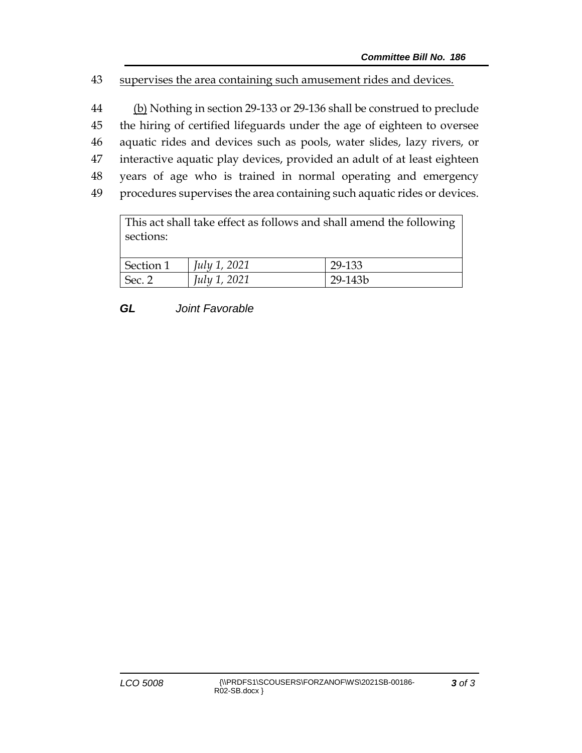43 <u>supervises the area containing such amusement rides and devices.</u>

44 <u>(b)</u> Nothing in section 29-133 or 29-136 shall be construed to preclude
45 the hiring of certified lifeguards under the age of eighteen to oversee
46 aquatic rides and devices such as pools, water slides, lazy rivers, or
47 interactive aquatic play devices, provided an adult of at least eighteen
48 years of age who is trained in normal operating and emergency
49 procedures supervises the area containing such aquatic rides or devices.

| This act shall take effect as follows and shall amend the following sections: | | |
|---|---|---|
| Section 1 | *July 1, 2021* | 29-133 |
| Sec. 2 | *July 1, 2021* | 29-143b |

***GL*** *Joint Favorable*